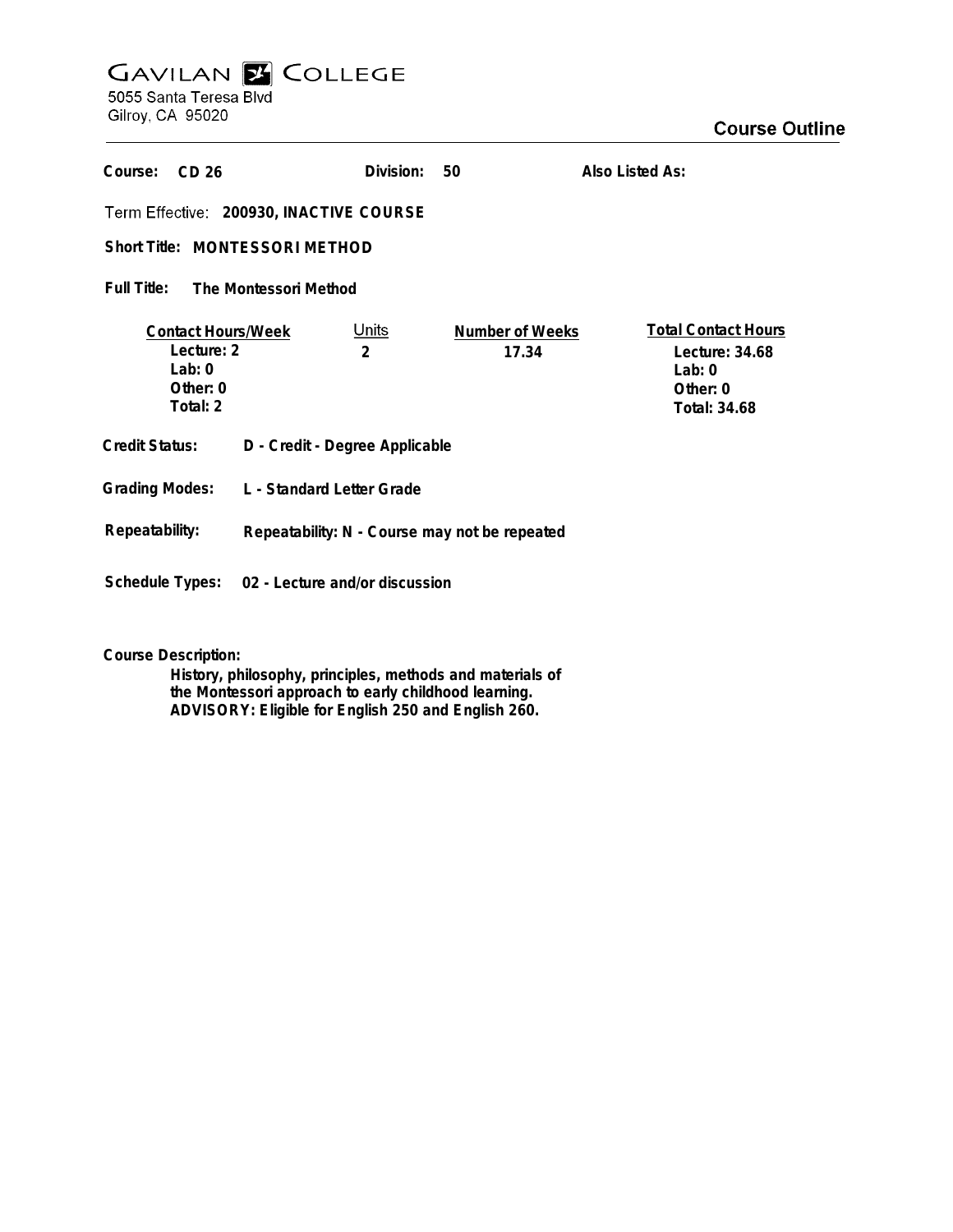# GAVILAN COLLEGE

5055 Santa Teresa Blvd
Gilroy, CA 95020

## Course Outline

**Course:** CD 26 **Division:** 50 **Also Listed As:**

**Term Effective:** 200930, INACTIVE COURSE

**Short Title:** MONTESSORI METHOD

**Full Title:** The Montessori Method

| Contact Hours/Week | Units | Number of Weeks | Total Contact Hours |
|---|---|---|---|
| Lecture: 2 | 2 | 17.34 | Lecture: 34.68 |
| Lab: 0 | | | Lab: 0 |
| Other: 0 | | | Other: 0 |
| Total: 2 | | | Total: 34.68 |

**Credit Status:** D - Credit - Degree Applicable

**Grading Modes:** L - Standard Letter Grade

**Repeatability:** Repeatability: N - Course may not be repeated

**Schedule Types:** 02 - Lecture and/or discussion

**Course Description:**

History, philosophy, principles, methods and materials of the Montessori approach to early childhood learning.
ADVISORY: Eligible for English 250 and English 260.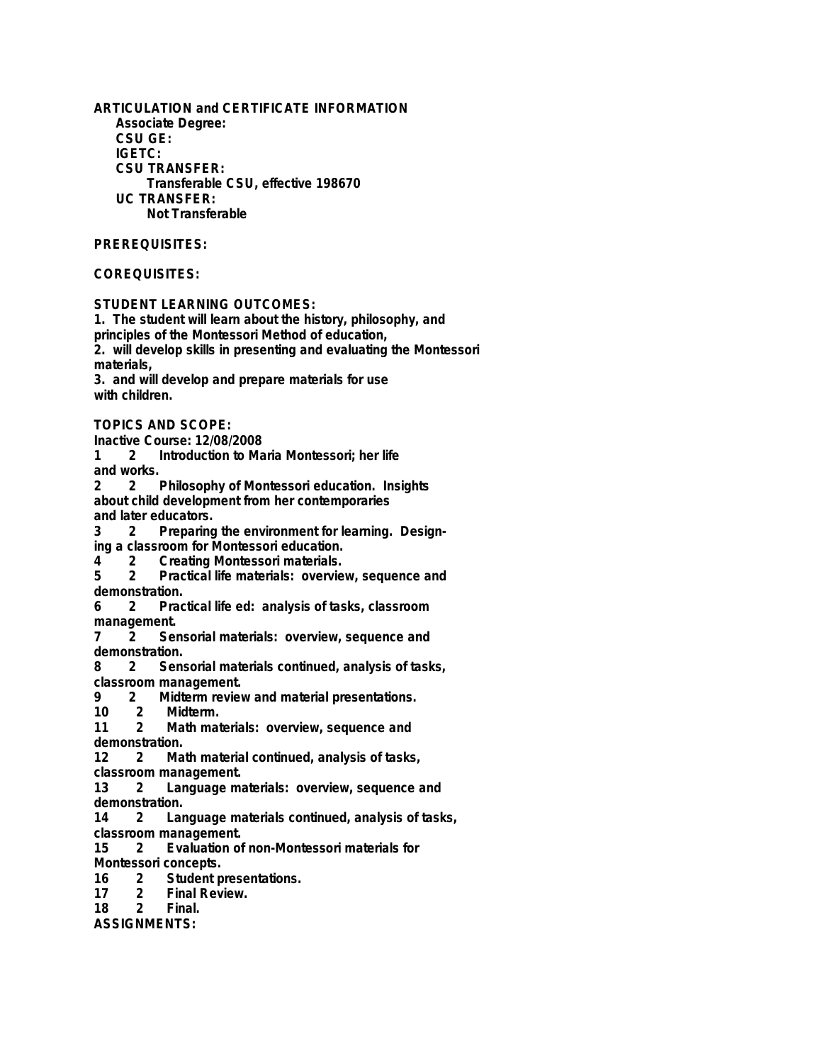**ARTICULATION and CERTIFICATE INFORMATION**

**Associate Degree:**

**CSU GE:**

**IGETC:**

**CSU TRANSFER:**

Transferable CSU, effective 198670

**UC TRANSFER:**

Not Transferable

**PREREQUISITES:**

**COREQUISITES:**

**STUDENT LEARNING OUTCOMES:**

1. The student will learn about the history, philosophy, and principles of the Montessori Method of education,
2. will develop skills in presenting and evaluating the Montessori materials,
3. and will develop and prepare materials for use with children.

**TOPICS AND SCOPE:**

Inactive Course: 12/08/2008

1 2 Introduction to Maria Montessori; her life and works.
2 2 Philosophy of Montessori education. Insights about child development from her contemporaries and later educators.
3 2 Preparing the environment for learning. Designing a classroom for Montessori education.
4 2 Creating Montessori materials.
5 2 Practical life materials: overview, sequence and demonstration.
6 2 Practical life ed: analysis of tasks, classroom management.
7 2 Sensorial materials: overview, sequence and demonstration.
8 2 Sensorial materials continued, analysis of tasks, classroom management.
9 2 Midterm review and material presentations.
10 2 Midterm.
11 2 Math materials: overview, sequence and demonstration.
12 2 Math material continued, analysis of tasks, classroom management.
13 2 Language materials: overview, sequence and demonstration.
14 2 Language materials continued, analysis of tasks, classroom management.
15 2 Evaluation of non-Montessori materials for Montessori concepts.
16 2 Student presentations.
17 2 Final Review.
18 2 Final.

**ASSIGNMENTS:**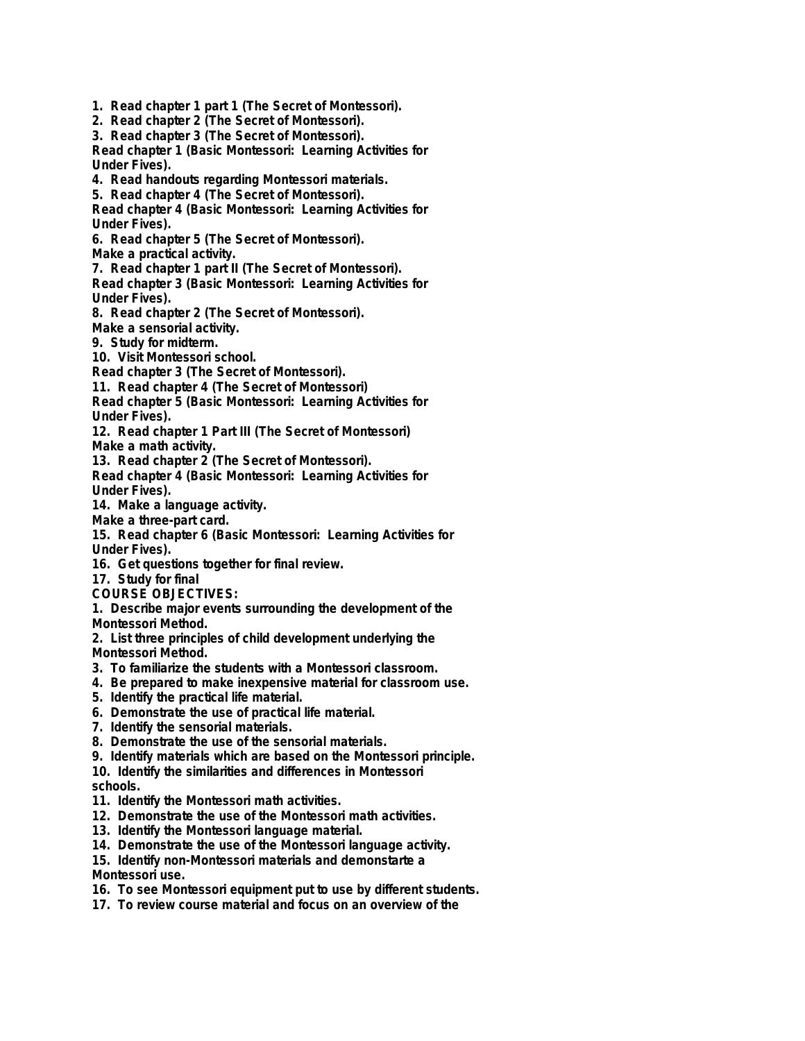**1. Read chapter 1 part 1 (The Secret of Montessori).**
**2. Read chapter 2 (The Secret of Montessori).**
**3. Read chapter 3 (The Secret of Montessori).**
**Read chapter 1 (Basic Montessori: Learning Activities for Under Fives).**
**4. Read handouts regarding Montessori materials.**
**5. Read chapter 4 (The Secret of Montessori).**
**Read chapter 4 (Basic Montessori: Learning Activities for Under Fives).**
**6. Read chapter 5 (The Secret of Montessori).**
**Make a practical activity.**
**7. Read chapter 1 part II (The Secret of Montessori).**
**Read chapter 3 (Basic Montessori: Learning Activities for Under Fives).**
**8. Read chapter 2 (The Secret of Montessori).**
**Make a sensorial activity.**
**9. Study for midterm.**
**10. Visit Montessori school.**
**Read chapter 3 (The Secret of Montessori).**
**11. Read chapter 4 (The Secret of Montessori)**
**Read chapter 5 (Basic Montessori: Learning Activities for Under Fives).**
**12. Read chapter 1 Part III (The Secret of Montessori)**
**Make a math activity.**
**13. Read chapter 2 (The Secret of Montessori).**
**Read chapter 4 (Basic Montessori: Learning Activities for Under Fives).**
**14. Make a language activity.**
**Make a three-part card.**
**15. Read chapter 6 (Basic Montessori: Learning Activities for Under Fives).**
**16. Get questions together for final review.**
**17. Study for final**

**COURSE OBJECTIVES:**

**1. Describe major events surrounding the development of the Montessori Method.**
**2. List three principles of child development underlying the Montessori Method.**
**3. To familiarize the students with a Montessori classroom.**
**4. Be prepared to make inexpensive material for classroom use.**
**5. Identify the practical life material.**
**6. Demonstrate the use of practical life material.**
**7. Identify the sensorial materials.**
**8. Demonstrate the use of the sensorial materials.**
**9. Identify materials which are based on the Montessori principle.**
**10. Identify the similarities and differences in Montessori schools.**
**11. Identify the Montessori math activities.**
**12. Demonstrate the use of the Montessori math activities.**
**13. Identify the Montessori language material.**
**14. Demonstrate the use of the Montessori language activity.**
**15. Identify non-Montessori materials and demonstarte a Montessori use.**
**16. To see Montessori equipment put to use by different students.**
**17. To review course material and focus on an overview of the**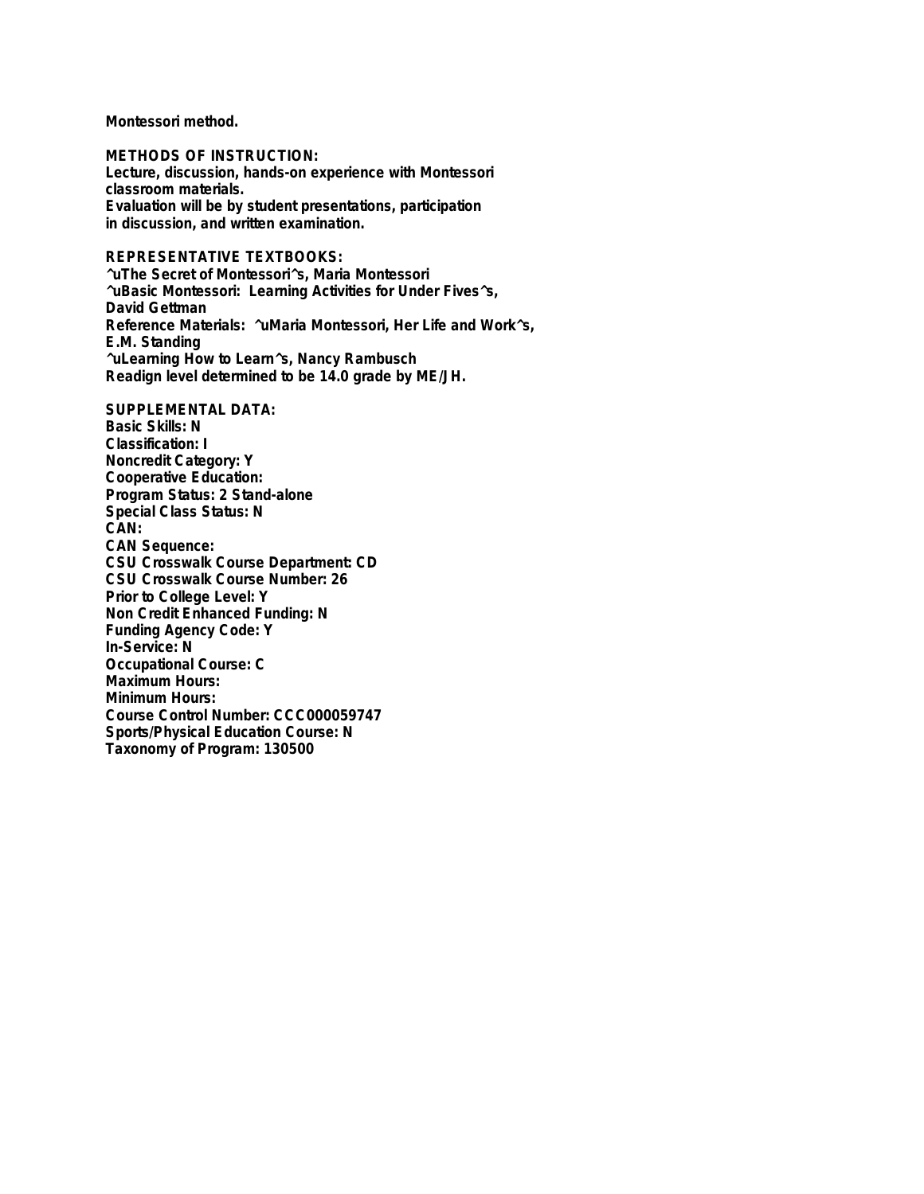Montessori method.

METHODS OF INSTRUCTION:
Lecture, discussion, hands-on experience with Montessori classroom materials.
Evaluation will be by student presentations, participation in discussion, and written examination.

REPRESENTATIVE TEXTBOOKS:
^uThe Secret of Montessori^s, Maria Montessori
^uBasic Montessori:  Learning Activities for Under Fives^s, David Gettman
Reference Materials:  ^uMaria Montessori, Her Life and Work^s, E.M. Standing
^uLearning How to Learn^s, Nancy Rambusch
Readign level determined to be 14.0 grade by ME/JH.

SUPPLEMENTAL DATA:
Basic Skills: N
Classification: I
Noncredit Category: Y
Cooperative Education:
Program Status: 2 Stand-alone
Special Class Status: N
CAN:
CAN Sequence:
CSU Crosswalk Course Department: CD
CSU Crosswalk Course Number: 26
Prior to College Level: Y
Non Credit Enhanced Funding: N
Funding Agency Code: Y
In-Service: N
Occupational Course: C
Maximum Hours:
Minimum Hours:
Course Control Number: CCC000059747
Sports/Physical Education Course: N
Taxonomy of Program: 130500